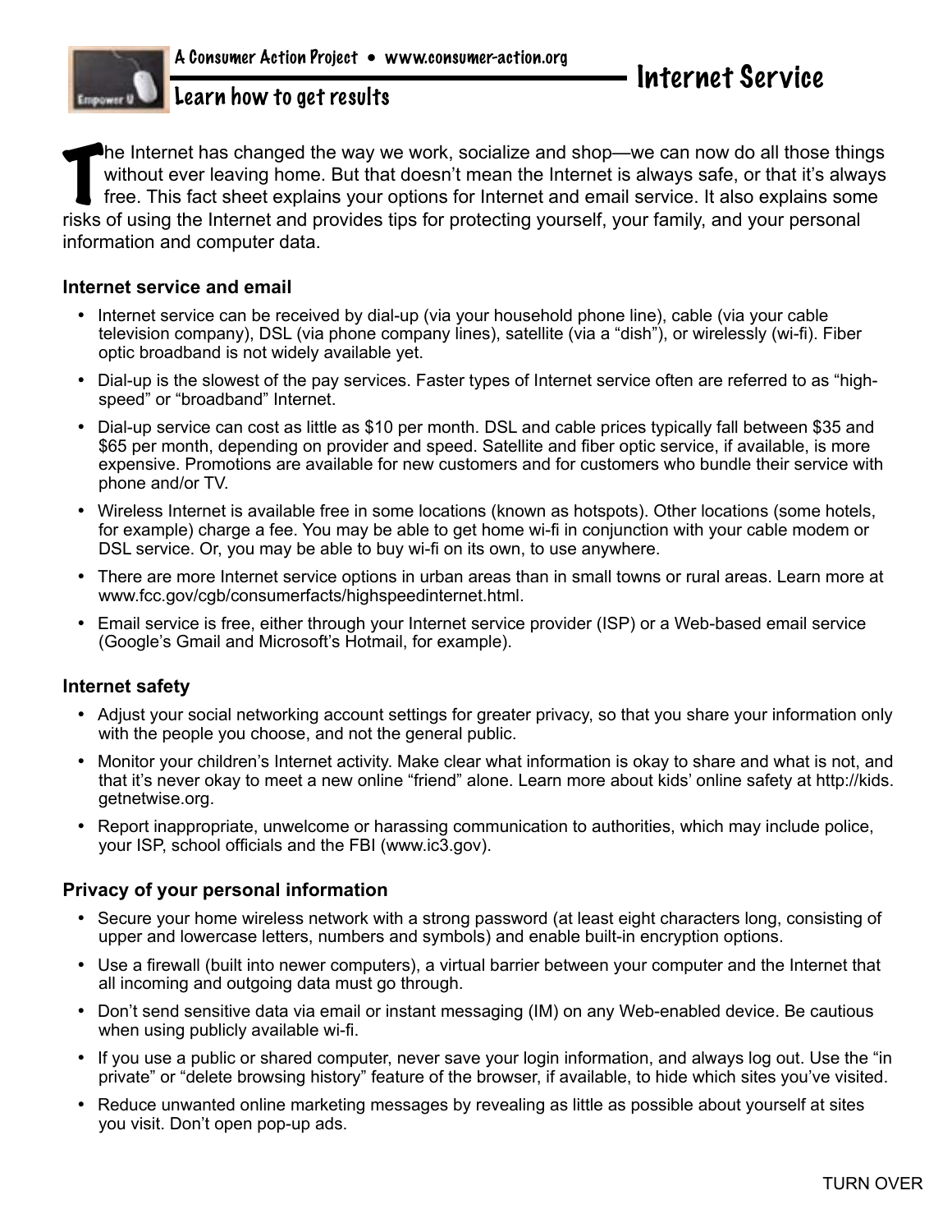A Consumer Action Project • www.consumer-action.org

Learn how to get results

# Internet Service

The Internet has changed the way we work, socialize and shop—we can now do all those things without ever leaving home. But that doesn't mean the Internet is always safe, or that it's always free. This fact sheet explains your options for Internet and email service. It also explains some risks of using the Internet and provides tips for protecting yourself, your family, and your personal information and computer data.

## Internet service and email

- Internet service can be received by dial-up (via your household phone line), cable (via your cable television company), DSL (via phone company lines), satellite (via a "dish"), or wirelessly (wi-fi). Fiber optic broadband is not widely available yet.
- Dial-up is the slowest of the pay services. Faster types of Internet service often are referred to as "high-speed" or "broadband" Internet.
- Dial-up service can cost as little as $10 per month. DSL and cable prices typically fall between $35 and $65 per month, depending on provider and speed. Satellite and fiber optic service, if available, is more expensive. Promotions are available for new customers and for customers who bundle their service with phone and/or TV.
- Wireless Internet is available free in some locations (known as hotspots). Other locations (some hotels, for example) charge a fee. You may be able to get home wi-fi in conjunction with your cable modem or DSL service. Or, you may be able to buy wi-fi on its own, to use anywhere.
- There are more Internet service options in urban areas than in small towns or rural areas. Learn more at www.fcc.gov/cgb/consumerfacts/highspeedinternet.html.
- Email service is free, either through your Internet service provider (ISP) or a Web-based email service (Google's Gmail and Microsoft's Hotmail, for example).

## Internet safety

- Adjust your social networking account settings for greater privacy, so that you share your information only with the people you choose, and not the general public.
- Monitor your children's Internet activity. Make clear what information is okay to share and what is not, and that it's never okay to meet a new online "friend" alone. Learn more about kids' online safety at http://kids.getnetwise.org.
- Report inappropriate, unwelcome or harassing communication to authorities, which may include police, your ISP, school officials and the FBI (www.ic3.gov).

## Privacy of your personal information

- Secure your home wireless network with a strong password (at least eight characters long, consisting of upper and lowercase letters, numbers and symbols) and enable built-in encryption options.
- Use a firewall (built into newer computers), a virtual barrier between your computer and the Internet that all incoming and outgoing data must go through.
- Don't send sensitive data via email or instant messaging (IM) on any Web-enabled device. Be cautious when using publicly available wi-fi.
- If you use a public or shared computer, never save your login information, and always log out. Use the "in private" or "delete browsing history" feature of the browser, if available, to hide which sites you've visited.
- Reduce unwanted online marketing messages by revealing as little as possible about yourself at sites you visit. Don't open pop-up ads.

TURN OVER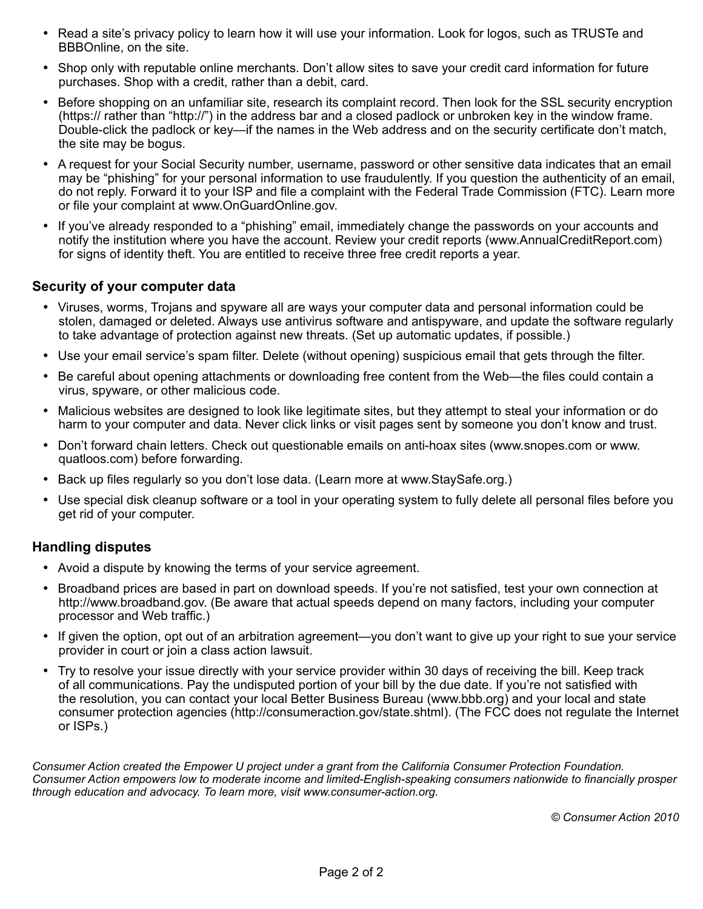- Read a site's privacy policy to learn how it will use your information. Look for logos, such as TRUSTe and BBBOnline, on the site.
- Shop only with reputable online merchants. Don't allow sites to save your credit card information for future purchases. Shop with a credit, rather than a debit, card.
- Before shopping on an unfamiliar site, research its complaint record. Then look for the SSL security encryption (https:// rather than "http://") in the address bar and a closed padlock or unbroken key in the window frame. Double-click the padlock or key—if the names in the Web address and on the security certificate don't match, the site may be bogus.
- A request for your Social Security number, username, password or other sensitive data indicates that an email may be "phishing" for your personal information to use fraudulently. If you question the authenticity of an email, do not reply. Forward it to your ISP and file a complaint with the Federal Trade Commission (FTC). Learn more or file your complaint at www.OnGuardOnline.gov.
- If you've already responded to a "phishing" email, immediately change the passwords on your accounts and notify the institution where you have the account. Review your credit reports (www.AnnualCreditReport.com) for signs of identity theft. You are entitled to receive three free credit reports a year.

## Security of your computer data

- Viruses, worms, Trojans and spyware all are ways your computer data and personal information could be stolen, damaged or deleted. Always use antivirus software and antispyware, and update the software regularly to take advantage of protection against new threats. (Set up automatic updates, if possible.)
- Use your email service's spam filter. Delete (without opening) suspicious email that gets through the filter.
- Be careful about opening attachments or downloading free content from the Web—the files could contain a virus, spyware, or other malicious code.
- Malicious websites are designed to look like legitimate sites, but they attempt to steal your information or do harm to your computer and data. Never click links or visit pages sent by someone you don't know and trust.
- Don't forward chain letters. Check out questionable emails on anti-hoax sites (www.snopes.com or www.quatloos.com) before forwarding.
- Back up files regularly so you don't lose data. (Learn more at www.StaySafe.org.)
- Use special disk cleanup software or a tool in your operating system to fully delete all personal files before you get rid of your computer.

## Handling disputes

- Avoid a dispute by knowing the terms of your service agreement.
- Broadband prices are based in part on download speeds. If you're not satisfied, test your own connection at http://www.broadband.gov. (Be aware that actual speeds depend on many factors, including your computer processor and Web traffic.)
- If given the option, opt out of an arbitration agreement—you don't want to give up your right to sue your service provider in court or join a class action lawsuit.
- Try to resolve your issue directly with your service provider within 30 days of receiving the bill. Keep track of all communications. Pay the undisputed portion of your bill by the due date. If you're not satisfied with the resolution, you can contact your local Better Business Bureau (www.bbb.org) and your local and state consumer protection agencies (http://consumeraction.gov/state.shtml). (The FCC does not regulate the Internet or ISPs.)

*Consumer Action created the Empower U project under a grant from the California Consumer Protection Foundation. Consumer Action empowers low to moderate income and limited-English-speaking consumers nationwide to financially prosper through education and advocacy. To learn more, visit www.consumer-action.org.*

*© Consumer Action 2010*